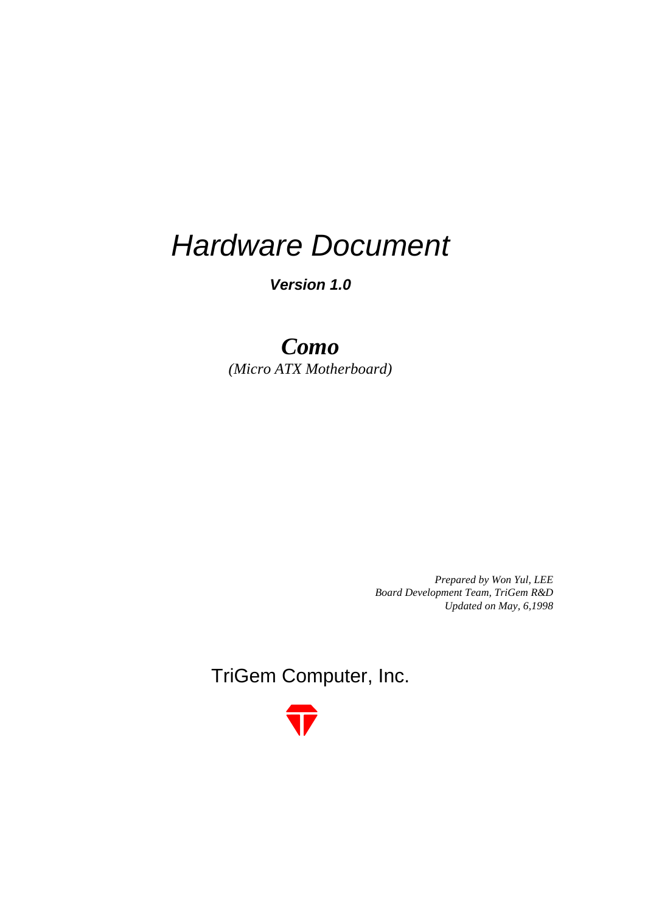# *Hardware Document*

***Version 1.0***

## ***Como***

*(Micro ATX Motherboard)*

*Prepared by Won Yul, LEE*
*Board Development Team, TriGem R&D*
*Updated on May, 6,1998*

TriGem Computer, Inc.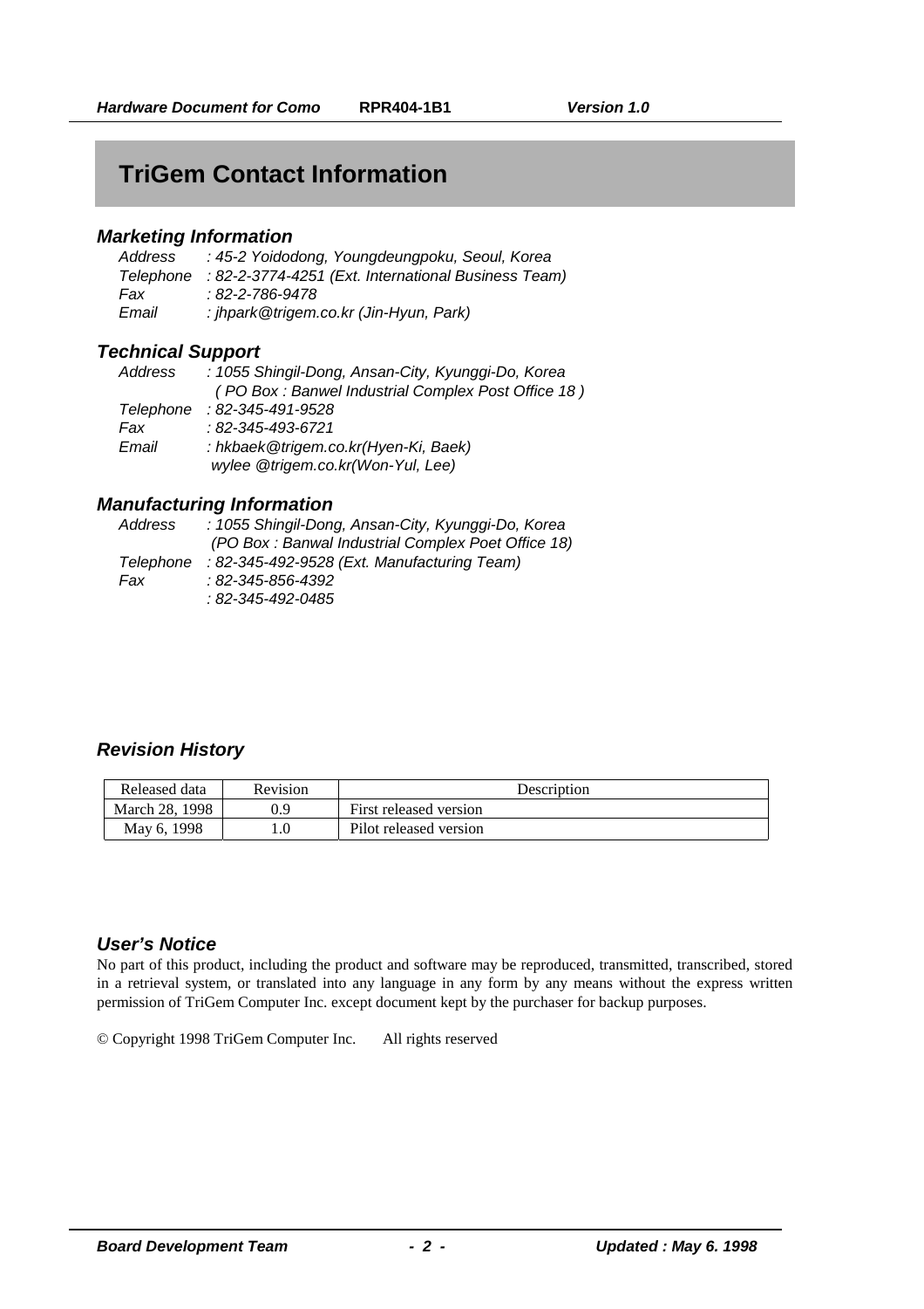# TriGem Contact Information

### *Marketing Information*

*Address : 45-2 Yoidodong, Youngdeungpoku, Seoul, Korea*
*Telephone : 82-2-3774-4251 (Ext. International Business Team)*
*Fax : 82-2-786-9478*
*Email : jhpark@trigem.co.kr (Jin-Hyun, Park)*

### *Technical Support*

*Address : 1055 Shingil-Dong, Ansan-City, Kyunggi-Do, Korea*
*( PO Box : Banwel Industrial Complex Post Office 18 )*
*Telephone : 82-345-491-9528*
*Fax : 82-345-493-6721*
*Email : hkbaek@trigem.co.kr(Hyen-Ki, Baek)*
*wylee @trigem.co.kr(Won-Yul, Lee)*

### *Manufacturing Information*

*Address : 1055 Shingil-Dong, Ansan-City, Kyunggi-Do, Korea*
*(PO Box : Banwal Industrial Complex Poet Office 18)*
*Telephone : 82-345-492-9528 (Ext. Manufacturing Team)*
*Fax : 82-345-856-4392*
*: 82-345-492-0485*

### *Revision History*

| Released data | Revision | Description |
|---|---|---|
| March 28, 1998 | 0.9 | First released version |
| May 6, 1998 | 1.0 | Pilot released version |

### *User's Notice*

No part of this product, including the product and software may be reproduced, transmitted, transcribed, stored in a retrieval system, or translated into any language in any form by any means without the express written permission of TriGem Computer Inc. except document kept by the purchaser for backup purposes.

© Copyright 1998 TriGem Computer Inc. All rights reserved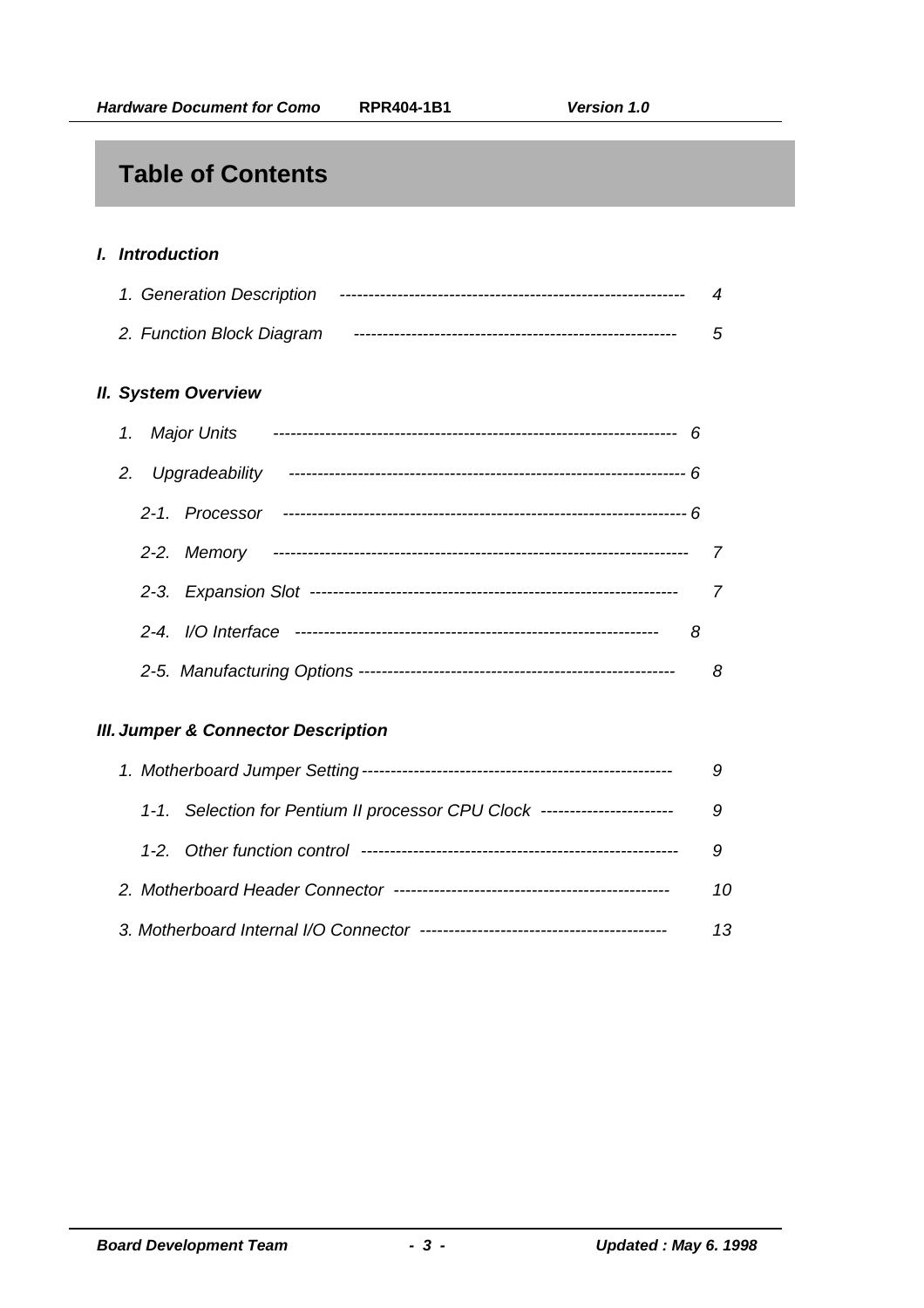# Table of Contents

## *I. Introduction*

*1. Generation Description ---------------------------------------------------------- 4*

*2. Function Block Diagram ------------------------------------------------------ 5*

## *II. System Overview*

*1. Major Units ------------------------------------------------------------------- 6*

*2. Upgradeability ------------------------------------------------------------------ 6*

*2-1. Processor ------------------------------------------------------------------- 6*

*2-2. Memory --------------------------------------------------------------------- 7*

*2-3. Expansion Slot -------------------------------------------------------------- 7*

*2-4. I/O Interface ------------------------------------------------------------- 8*

*2-5. Manufacturing Options ------------------------------------------------------ 8*

## *III. Jumper & Connector Description*

*1. Motherboard Jumper Setting ---------------------------------------------------- 9*

*1-1. Selection for Pentium II processor CPU Clock ---------------------- 9*

*1-2. Other function control ------------------------------------------------------ 9*

*2. Motherboard Header Connector ----------------------------------------------- 10*

*3. Motherboard Internal I/O Connector ------------------------------------------ 13*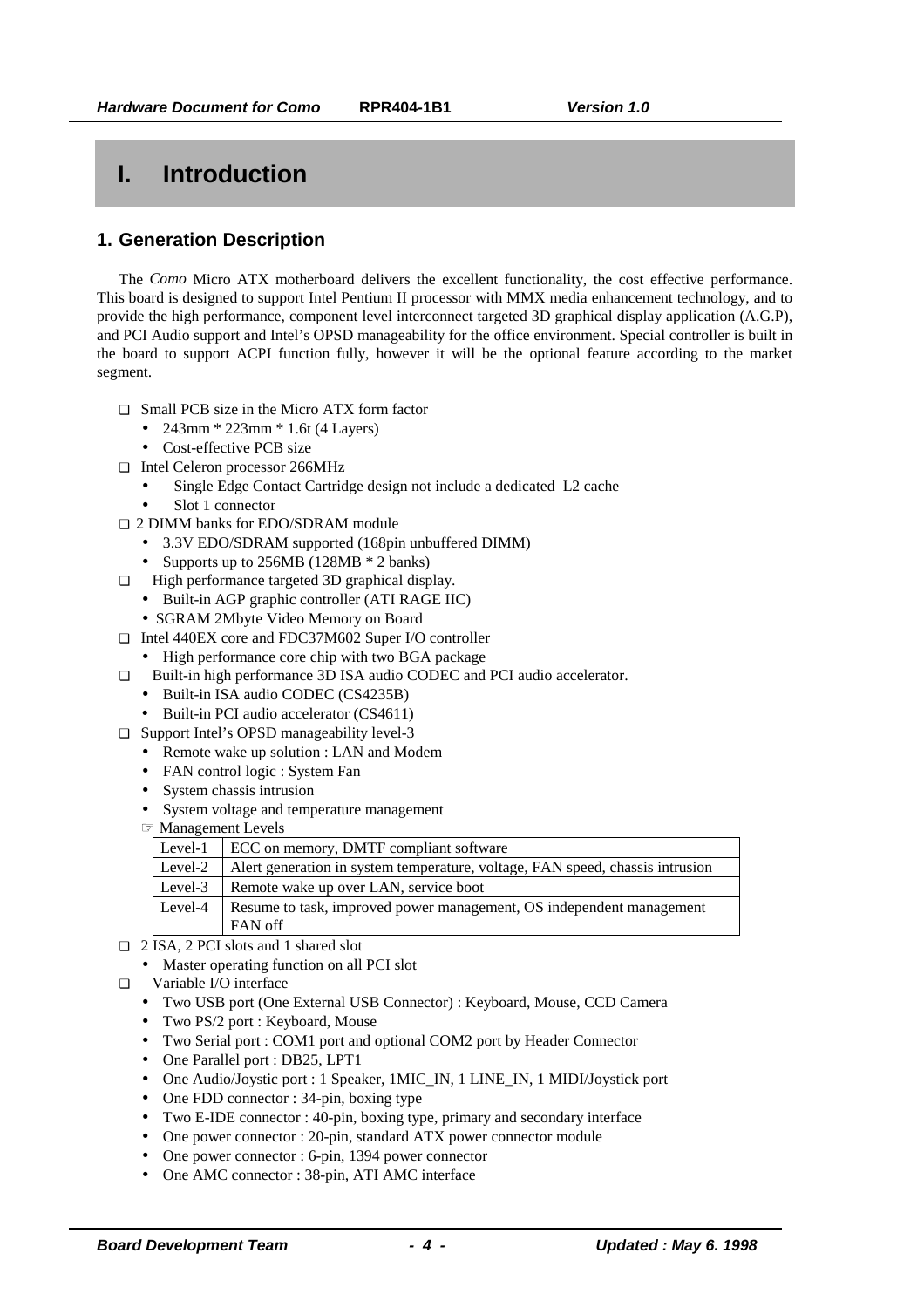# I. Introduction

## 1. Generation Description

The *Como* Micro ATX motherboard delivers the excellent functionality, the cost effective performance. This board is designed to support Intel Pentium II processor with MMX media enhancement technology, and to provide the high performance, component level interconnect targeted 3D graphical display application (A.G.P), and PCI Audio support and Intel's OPSD manageability for the office environment. Special controller is built in the board to support ACPI function fully, however it will be the optional feature according to the market segment.

- Small PCB size in the Micro ATX form factor
  - 243mm * 223mm * 1.6t (4 Layers)
  - Cost-effective PCB size
- Intel Celeron processor 266MHz
  - Single Edge Contact Cartridge design not include a dedicated L2 cache
  - Slot 1 connector
- 2 DIMM banks for EDO/SDRAM module
  - 3.3V EDO/SDRAM supported (168pin unbuffered DIMM)
  - Supports up to 256MB (128MB * 2 banks)
- High performance targeted 3D graphical display.
  - Built-in AGP graphic controller (ATI RAGE IIC)
  - SGRAM 2Mbyte Video Memory on Board
- Intel 440EX core and FDC37M602 Super I/O controller
  - High performance core chip with two BGA package
- Built-in high performance 3D ISA audio CODEC and PCI audio accelerator.
  - Built-in ISA audio CODEC (CS4235B)
  - Built-in PCI audio accelerator (CS4611)
- Support Intel's OPSD manageability level-3
  - Remote wake up solution : LAN and Modem
  - FAN control logic : System Fan
  - System chassis intrusion
  - System voltage and temperature management

  ☞ Management Levels

| Level | Description |
|---|---|
| Level-1 | ECC on memory, DMTF compliant software |
| Level-2 | Alert generation in system temperature, voltage, FAN speed, chassis intrusion |
| Level-3 | Remote wake up over LAN, service boot |
| Level-4 | Resume to task, improved power management, OS independent management FAN off |

- 2 ISA, 2 PCI slots and 1 shared slot
  - Master operating function on all PCI slot
- Variable I/O interface
  - Two USB port (One External USB Connector) : Keyboard, Mouse, CCD Camera
  - Two PS/2 port : Keyboard, Mouse
  - Two Serial port : COM1 port and optional COM2 port by Header Connector
  - One Parallel port : DB25, LPT1
  - One Audio/Joystic port : 1 Speaker, 1MIC_IN, 1 LINE_IN, 1 MIDI/Joystick port
  - One FDD connector : 34-pin, boxing type
  - Two E-IDE connector : 40-pin, boxing type, primary and secondary interface
  - One power connector : 20-pin, standard ATX power connector module
  - One power connector : 6-pin, 1394 power connector
  - One AMC connector : 38-pin, ATI AMC interface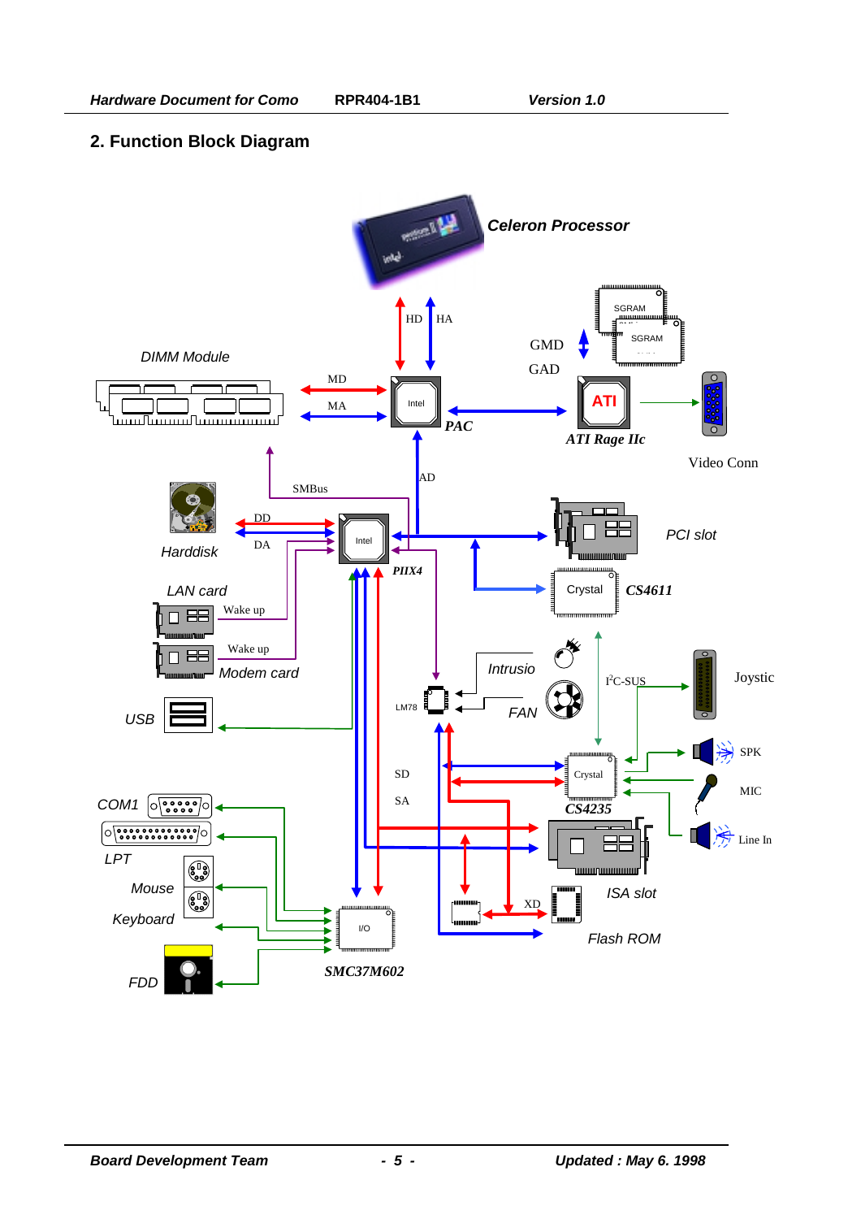## 2. Function Block Diagram

Celeron Processor

HD HA

SGRAM SGRAM

GMD

GAD

DIMM Module

MD

MA

Intel

PAC

ATI

ATI Rage IIc

Video Conn

AD

SMBus

DD

DA

Harddisk

Intel

PIIX4

PCI slot

LAN card

Wake up

Crystal CS4611

Wake up

Modem card

Intrusio

$I^2C$-SUS

Joystic

LM78

FAN

USB

SD

Crystal

SPK

SA

CS4235

MIC

COM1

Line In

LPT

Mouse

ISA slot

XD

Keyboard

I/O

Flash ROM

SMC37M602

FDD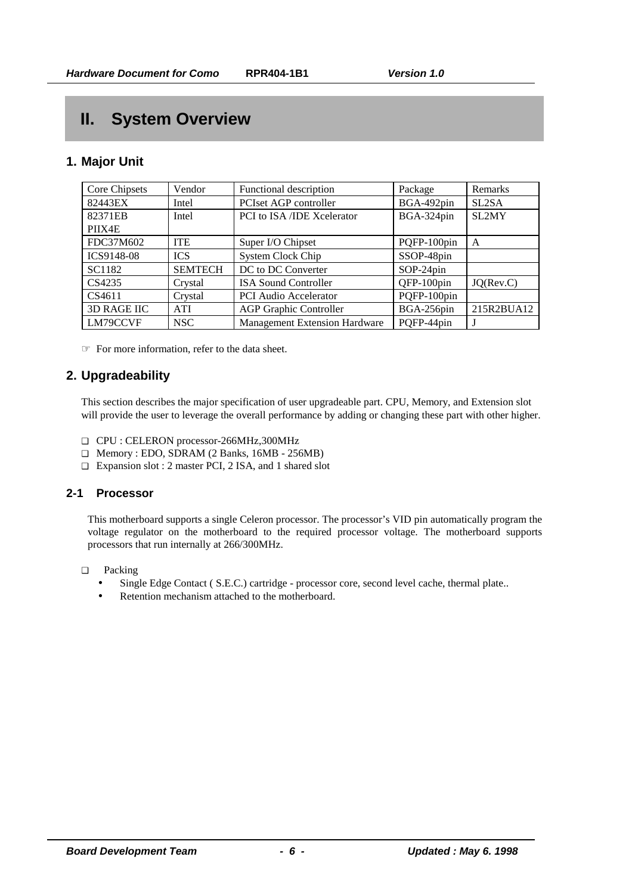# II. System Overview

## 1. Major Unit

| Core Chipsets | Vendor | Functional description | Package | Remarks |
|---|---|---|---|---|
| 82443EX | Intel | PCIset AGP controller | BGA-492pin | SL2SA |
| 82371EB PIIX4E | Intel | PCI to ISA /IDE Xcelerator | BGA-324pin | SL2MY |
| FDC37M602 | ITE | Super I/O Chipset | PQFP-100pin | A |
| ICS9148-08 | ICS | System Clock Chip | SSOP-48pin | |
| SC1182 | SEMTECH | DC to DC Converter | SOP-24pin | |
| CS4235 | Crystal | ISA Sound Controller | QFP-100pin | JQ(Rev.C) |
| CS4611 | Crystal | PCI Audio Accelerator | PQFP-100pin | |
| 3D RAGE IIC | ATI | AGP Graphic Controller | BGA-256pin | 215R2BUA12 |
| LM79CCVF | NSC | Management Extension Hardware | PQFP-44pin | J |

☞ For more information, refer to the data sheet.

## 2. Upgradeability

This section describes the major specification of user upgradeable part. CPU, Memory, and Extension slot will provide the user to leverage the overall performance by adding or changing these part with other higher.

- ❑ CPU : CELERON processor-266MHz,300MHz
- ❑ Memory : EDO, SDRAM (2 Banks, 16MB - 256MB)
- ❑ Expansion slot : 2 master PCI, 2 ISA, and 1 shared slot

### 2-1 Processor

This motherboard supports a single Celeron processor. The processor's VID pin automatically program the voltage regulator on the motherboard to the required processor voltage. The motherboard supports processors that run internally at 266/300MHz.

- ❑ Packing
  - Single Edge Contact ( S.E.C.) cartridge - processor core, second level cache, thermal plate..
  - Retention mechanism attached to the motherboard.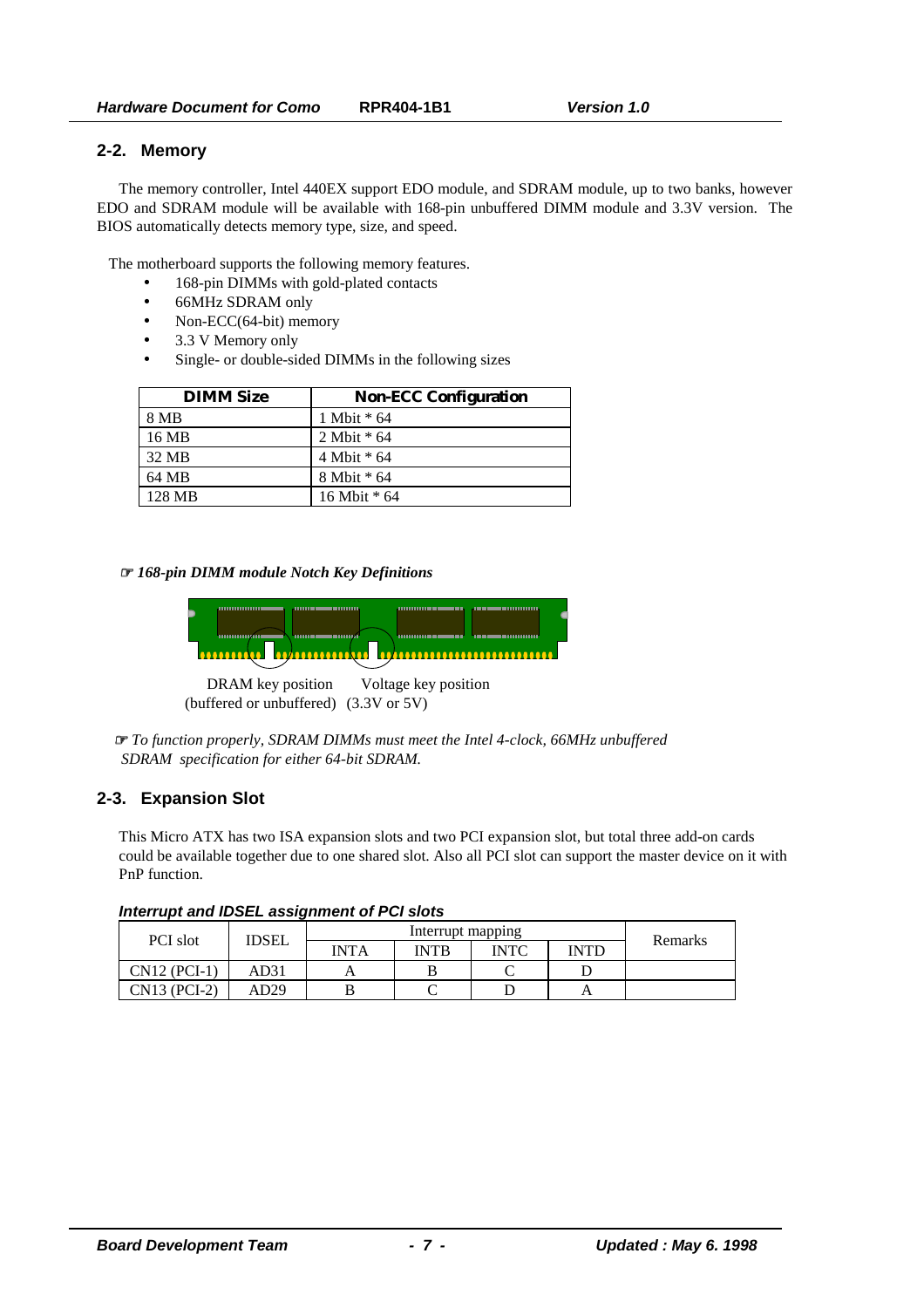## 2-2. Memory

The memory controller, Intel 440EX support EDO module, and SDRAM module, up to two banks, however EDO and SDRAM module will be available with 168-pin unbuffered DIMM module and 3.3V version. The BIOS automatically detects memory type, size, and speed.

The motherboard supports the following memory features.

- 168-pin DIMMs with gold-plated contacts
- 66MHz SDRAM only
- Non-ECC(64-bit) memory
- 3.3 V Memory only
- Single- or double-sided DIMMs in the following sizes

| DIMM Size | Non-ECC Configuration |
|---|---|
| 8 MB | 1 Mbit * 64 |
| 16 MB | 2 Mbit * 64 |
| 32 MB | 4 Mbit * 64 |
| 64 MB | 8 Mbit * 64 |
| 128 MB | 16 Mbit * 64 |

☞ ***168-pin DIMM module Notch Key Definitions***

DRAM key position (buffered or unbuffered)    Voltage key position (3.3V or 5V)

☞ *To function properly, SDRAM DIMMs must meet the Intel 4-clock, 66MHz unbuffered SDRAM specification for either 64-bit SDRAM.*

## 2-3. Expansion Slot

This Micro ATX has two ISA expansion slots and two PCI expansion slot, but total three add-on cards could be available together due to one shared slot. Also all PCI slot can support the master device on it with PnP function.

***Interrupt and IDSEL assignment of PCI slots***

| PCI slot | IDSEL | Interrupt mapping | | | | Remarks |
|---|---|---|---|---|---|---|
| | | INTA | INTB | INTC | INTD | |
| CN12 (PCI-1) | AD31 | A | B | C | D | |
| CN13 (PCI-2) | AD29 | B | C | D | A | |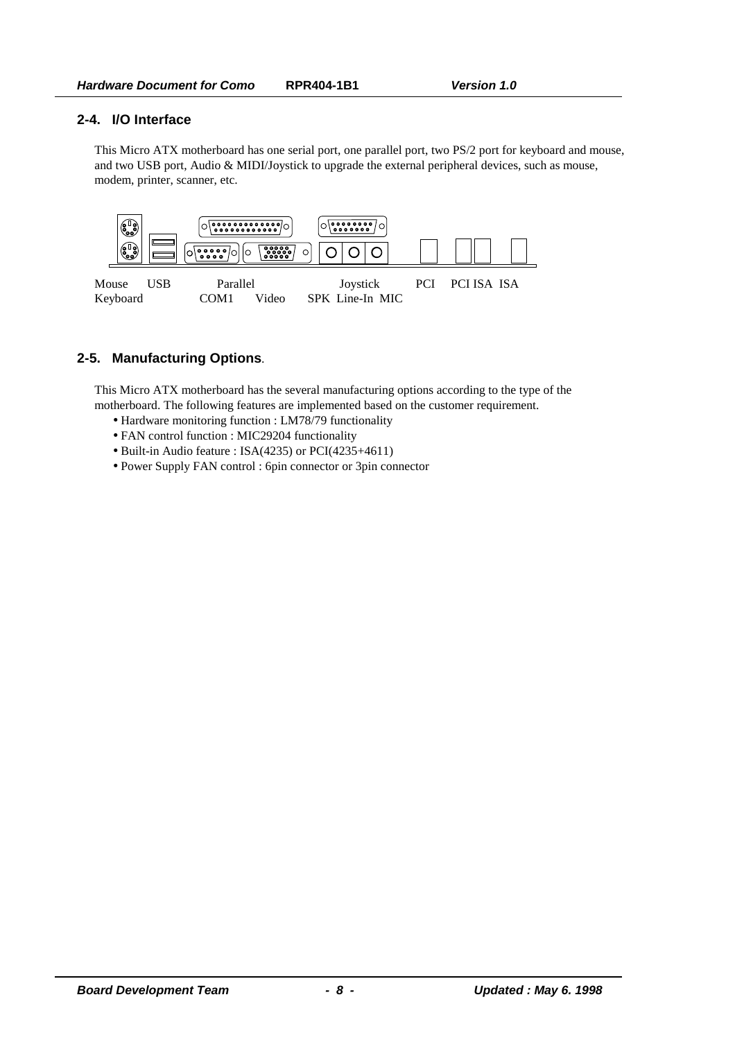## 2-4. I/O Interface

This Micro ATX motherboard has one serial port, one parallel port, two PS/2 port for keyboard and mouse, and two USB port, Audio & MIDI/Joystick to upgrade the external peripheral devices, such as mouse, modem, printer, scanner, etc.

Mouse USB Parallel Joystick PCI PCI ISA ISA
Keyboard COM1 Video SPK Line-In MIC

## 2-5. Manufacturing Options.

This Micro ATX motherboard has the several manufacturing options according to the type of the motherboard. The following features are implemented based on the customer requirement.

- Hardware monitoring function : LM78/79 functionality
- FAN control function : MIC29204 functionality
- Built-in Audio feature : ISA(4235) or PCI(4235+4611)
- Power Supply FAN control : 6pin connector or 3pin connector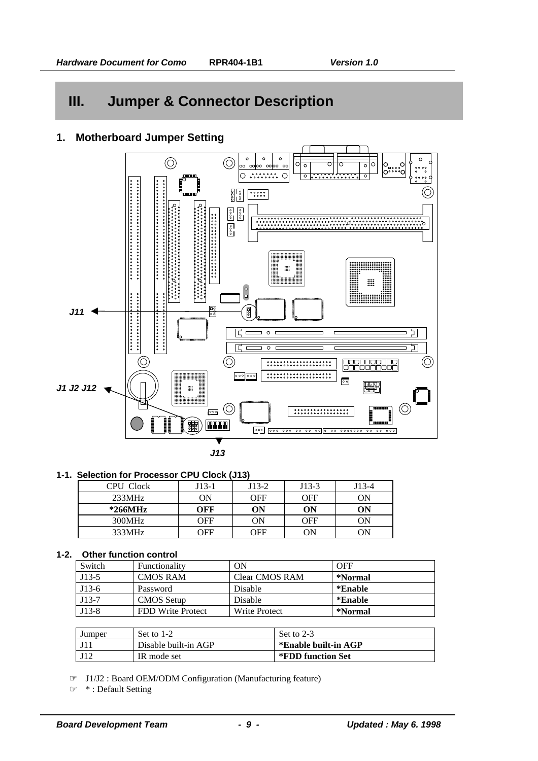# III. Jumper & Connector Description

## 1. Motherboard Jumper Setting

J11

J1 J2 J12

J13

### 1-1. Selection for Processor CPU Clock (J13)

| CPU Clock | J13-1 | J13-2 | J13-3 | J13-4 |
|---|---|---|---|---|
| 233MHz | ON | OFF | OFF | ON |
| **\*266MHz** | **OFF** | **ON** | **ON** | **ON** |
| 300MHz | OFF | ON | OFF | ON |
| 333MHz | OFF | OFF | ON | ON |

### 1-2. Other function control

| Switch | Functionality | ON | OFF |
|---|---|---|---|
| J13-5 | CMOS RAM | Clear CMOS RAM | **\*Normal** |
| J13-6 | Password | Disable | **\*Enable** |
| J13-7 | CMOS Setup | Disable | **\*Enable** |
| J13-8 | FDD Write Protect | Write Protect | **\*Normal** |

| Jumper | Set to 1-2 | Set to 2-3 |
|---|---|---|
| J11 | Disable built-in AGP | **\*Enable built-in AGP** |
| J12 | IR mode set | **\*FDD function Set** |

☞ J1/J2 : Board OEM/ODM Configuration (Manufacturing feature)

☞ * : Default Setting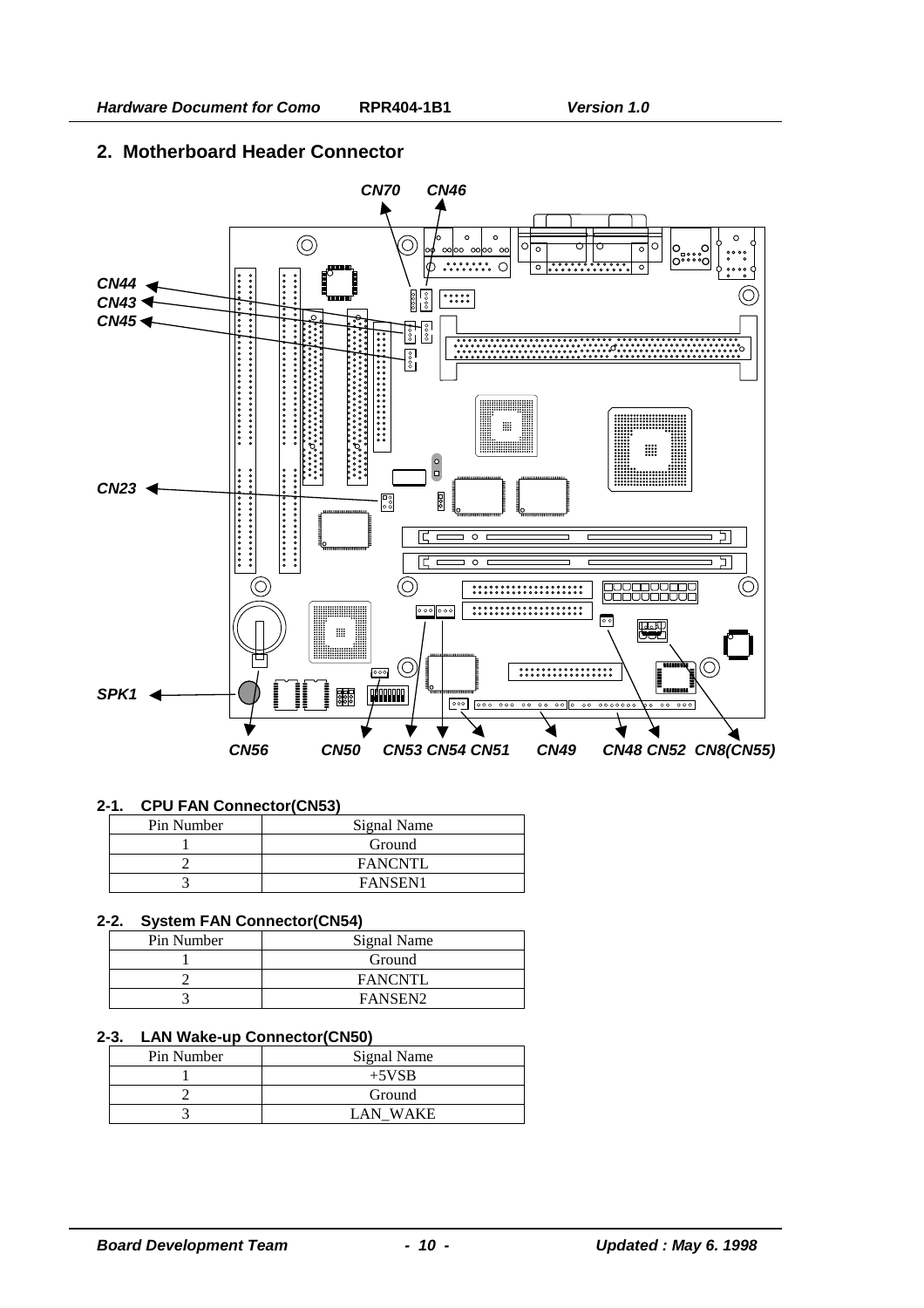## 2. Motherboard Header Connector

CN70 CN46

CN44
CN43
CN45

CN23

SPK1

CN56 CN50 CN53 CN54 CN51 CN49 CN48 CN52 CN8(CN55)

### 2-1. CPU FAN Connector(CN53)

| Pin Number | Signal Name |
|---|---|
| 1 | Ground |
| 2 | FANCNTL |
| 3 | FANSEN1 |

### 2-2. System FAN Connector(CN54)

| Pin Number | Signal Name |
|---|---|
| 1 | Ground |
| 2 | FANCNTL |
| 3 | FANSEN2 |

### 2-3. LAN Wake-up Connector(CN50)

| Pin Number | Signal Name |
|---|---|
| 1 | +5VSB |
| 2 | Ground |
| 3 | LAN_WAKE |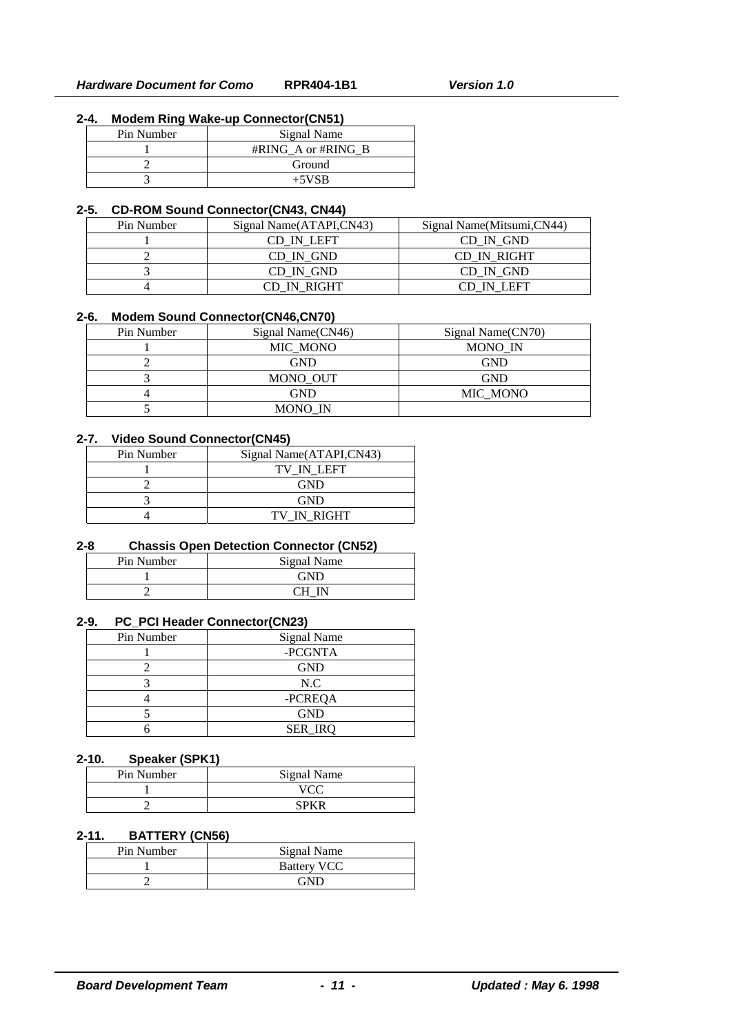### 2-4. Modem Ring Wake-up Connector(CN51)

| Pin Number | Signal Name |
|---|---|
| 1 | #RING_A or #RING_B |
| 2 | Ground |
| 3 | +5VSB |

### 2-5. CD-ROM Sound Connector(CN43, CN44)

| Pin Number | Signal Name(ATAPI,CN43) | Signal Name(Mitsumi,CN44) |
|---|---|---|
| 1 | CD_IN_LEFT | CD_IN_GND |
| 2 | CD_IN_GND | CD_IN_RIGHT |
| 3 | CD_IN_GND | CD_IN_GND |
| 4 | CD_IN_RIGHT | CD_IN_LEFT |

### 2-6. Modem Sound Connector(CN46,CN70)

| Pin Number | Signal Name(CN46) | Signal Name(CN70) |
|---|---|---|
| 1 | MIC_MONO | MONO_IN |
| 2 | GND | GND |
| 3 | MONO_OUT | GND |
| 4 | GND | MIC_MONO |
| 5 | MONO_IN | |

### 2-7. Video Sound Connector(CN45)

| Pin Number | Signal Name(ATAPI,CN43) |
|---|---|
| 1 | TV_IN_LEFT |
| 2 | GND |
| 3 | GND |
| 4 | TV_IN_RIGHT |

### 2-8 Chassis Open Detection Connector (CN52)

| Pin Number | Signal Name |
|---|---|
| 1 | GND |
| 2 | CH_IN |

### 2-9. PC_PCI Header Connector(CN23)

| Pin Number | Signal Name |
|---|---|
| 1 | -PCGNTA |
| 2 | GND |
| 3 | N.C |
| 4 | -PCREQA |
| 5 | GND |
| 6 | SER_IRQ |

### 2-10. Speaker (SPK1)

| Pin Number | Signal Name |
|---|---|
| 1 | VCC |
| 2 | SPKR |

### 2-11. BATTERY (CN56)

| Pin Number | Signal Name |
|---|---|
| 1 | Battery VCC |
| 2 | GND |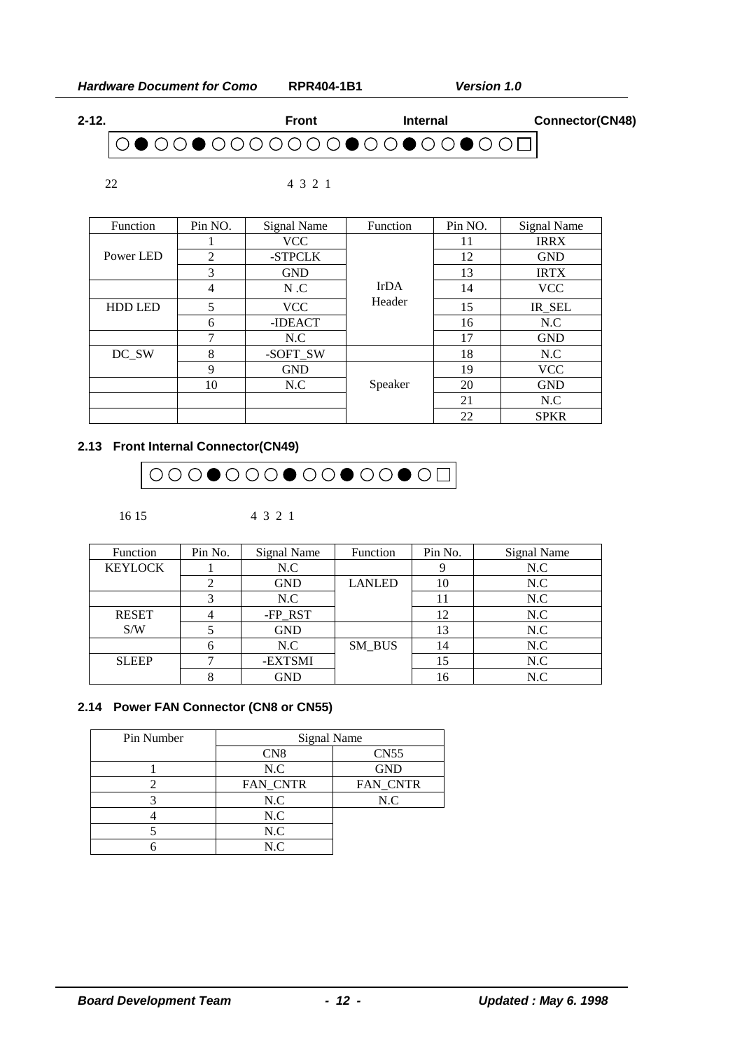## 2-12. Front Internal Connector(CN48)

○●○○●○○○○○○○○●○○○●○○●○○□

22 4 3 2 1

| Function | Pin NO. | Signal Name | Function | Pin NO. | Signal Name |
|---|---|---|---|---|---|
| Power LED | 1 | VCC | IrDA Header | 11 | IRRX |
| | 2 | -STPCLK | | 12 | GND |
| | 3 | GND | | 13 | IRTX |
| | 4 | N .C | | 14 | VCC |
| HDD LED | 5 | VCC | | 15 | IR_SEL |
| | 6 | -IDEACT | | 16 | N.C |
| | 7 | N.C | | 17 | GND |
| DC_SW | 8 | -SOFT_SW | | 18 | N.C |
| | 9 | GND | Speaker | 19 | VCC |
| | 10 | N.C | | 20 | GND |
| | | | | 21 | N.C |
| | | | | 22 | SPKR |

## 2.13 Front Internal Connector(CN49)

○○○●○○○○●○○○●○○○●○□

16 15 4 3 2 1

| Function | Pin No. | Signal Name | Function | Pin No. | Signal Name |
|---|---|---|---|---|---|
| KEYLOCK | 1 | N.C | | 9 | N.C |
| | 2 | GND | LANLED | 10 | N.C |
| | 3 | N.C | | 11 | N.C |
| RESET S/W | 4 | -FP_RST | | 12 | N.C |
| | 5 | GND | | 13 | N.C |
| | 6 | N.C | SM_BUS | 14 | N.C |
| SLEEP | 7 | -EXTSMI | | 15 | N.C |
| | 8 | GND | | 16 | N.C |

## 2.14 Power FAN Connector (CN8 or CN55)

| Pin Number | Signal Name | |
|---|---|---|
| | CN8 | CN55 |
| 1 | N.C | GND |
| 2 | FAN_CNTR | FAN_CNTR |
| 3 | N.C | N.C |
| 4 | N.C | |
| 5 | N.C | |
| 6 | N.C | |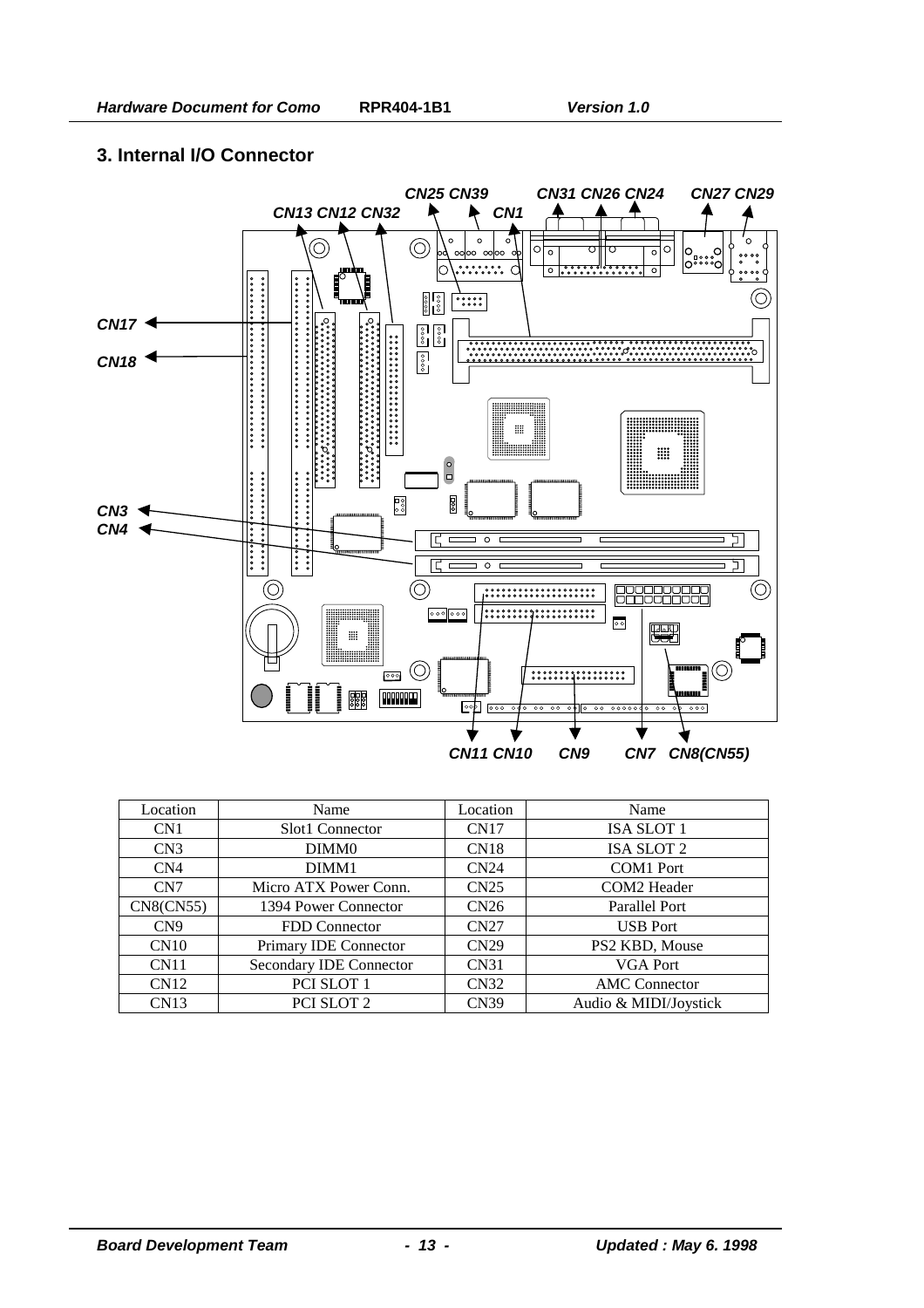## 3. Internal I/O Connector

CN25 CN39 CN31 CN26 CN24 CN27 CN29
CN13 CN12 CN32 CN1
CN17
CN18
CN3
CN4
CN11 CN10 CN9 CN7 CN8(CN55)

| Location | Name | Location | Name |
|---|---|---|---|
| CN1 | Slot1 Connector | CN17 | ISA SLOT 1 |
| CN3 | DIMM0 | CN18 | ISA SLOT 2 |
| CN4 | DIMM1 | CN24 | COM1 Port |
| CN7 | Micro ATX Power Conn. | CN25 | COM2 Header |
| CN8(CN55) | 1394 Power Connector | CN26 | Parallel Port |
| CN9 | FDD Connector | CN27 | USB Port |
| CN10 | Primary IDE Connector | CN29 | PS2 KBD, Mouse |
| CN11 | Secondary IDE Connector | CN31 | VGA Port |
| CN12 | PCI SLOT 1 | CN32 | AMC Connector |
| CN13 | PCI SLOT 2 | CN39 | Audio & MIDI/Joystick |